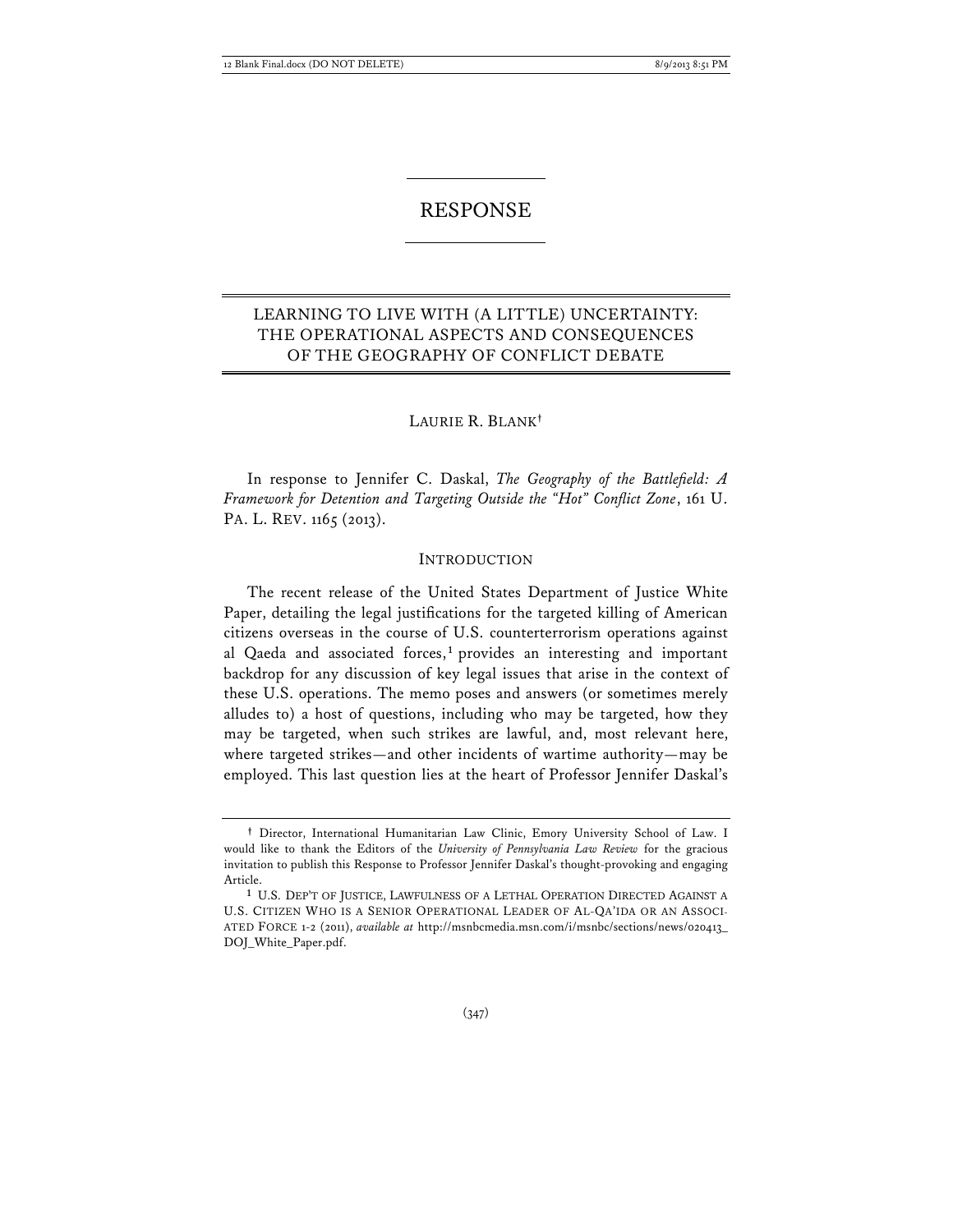# RESPONSE

## LEARNING TO LIVE WITH (A LITTLE) UNCERTAINTY: THE OPERATIONAL ASPECTS AND CONSEQUENCES OF THE GEOGRAPHY OF CONFLICT DEBATE

LAURIE R. BLANK[†]

In response to Jennifer C. Daskal, *The Geography of the Battlefield: A Framework for Detention and Targeting Outside the "Hot" Conflict Zone*, 161 U. PA. L. REV. 1165 (2013).

### INTRODUCTION

The recent release of the United States Department of Justice White Paper, detailing the legal justifications for the targeted killing of American citizens overseas in the course of U.S. counterterrorism operations against al Qaeda and associated forces,[1] provides an interesting and important backdrop for any discussion of key legal issues that arise in the context of these U.S. operations. The memo poses and answers (or sometimes merely alludes to) a host of questions, including who may be targeted, how they may be targeted, when such strikes are lawful, and, most relevant here, where targeted strikes—and other incidents of wartime authority—may be employed. This last question lies at the heart of Professor Jennifer Daskal's

---

[†] Director, International Humanitarian Law Clinic, Emory University School of Law. I would like to thank the Editors of the *University of Pennsylvania Law Review* for the gracious invitation to publish this Response to Professor Jennifer Daskal's thought-provoking and engaging Article.

[1] U.S. DEP'T OF JUSTICE, LAWFULNESS OF A LETHAL OPERATION DIRECTED AGAINST A U.S. CITIZEN WHO IS A SENIOR OPERATIONAL LEADER OF AL-QA'IDA OR AN ASSOCIATED FORCE 1-2 (2011), *available at* http://msnbcmedia.msn.com/i/msnbc/sections/news/020413_DOJ_White_Paper.pdf.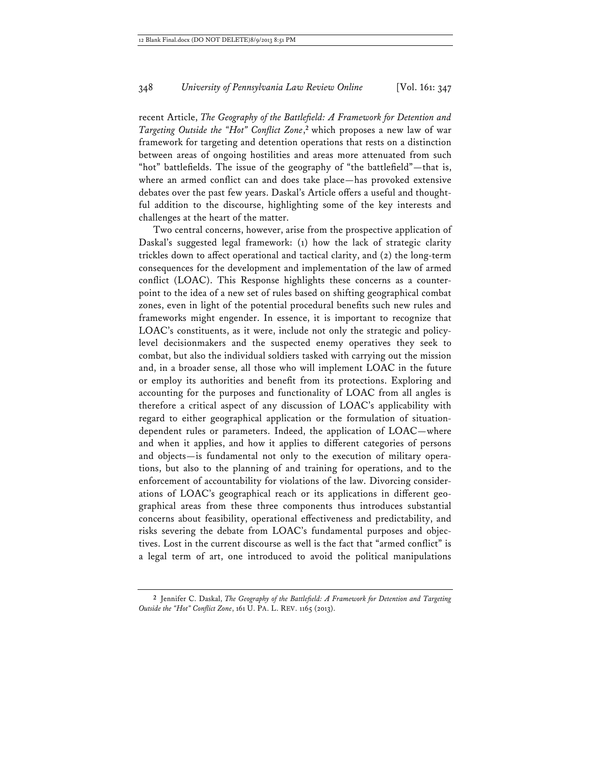recent Article, *The Geography of the Battlefield: A Framework for Detention and Targeting Outside the "Hot" Conflict Zone*,[2] which proposes a new law of war framework for targeting and detention operations that rests on a distinction between areas of ongoing hostilities and areas more attenuated from such "hot" battlefields. The issue of the geography of "the battlefield"—that is, where an armed conflict can and does take place—has provoked extensive debates over the past few years. Daskal's Article offers a useful and thoughtful addition to the discourse, highlighting some of the key interests and challenges at the heart of the matter.

Two central concerns, however, arise from the prospective application of Daskal's suggested legal framework: (1) how the lack of strategic clarity trickles down to affect operational and tactical clarity, and (2) the long-term consequences for the development and implementation of the law of armed conflict (LOAC). This Response highlights these concerns as a counterpoint to the idea of a new set of rules based on shifting geographical combat zones, even in light of the potential procedural benefits such new rules and frameworks might engender. In essence, it is important to recognize that LOAC's constituents, as it were, include not only the strategic and policy-level decisionmakers and the suspected enemy operatives they seek to combat, but also the individual soldiers tasked with carrying out the mission and, in a broader sense, all those who will implement LOAC in the future or employ its authorities and benefit from its protections. Exploring and accounting for the purposes and functionality of LOAC from all angles is therefore a critical aspect of any discussion of LOAC's applicability with regard to either geographical application or the formulation of situation-dependent rules or parameters. Indeed, the application of LOAC—where and when it applies, and how it applies to different categories of persons and objects—is fundamental not only to the execution of military operations, but also to the planning of and training for operations, and to the enforcement of accountability for violations of the law. Divorcing considerations of LOAC's geographical reach or its applications in different geographical areas from these three components thus introduces substantial concerns about feasibility, operational effectiveness and predictability, and risks severing the debate from LOAC's fundamental purposes and objectives. Lost in the current discourse as well is the fact that "armed conflict" is a legal term of art, one introduced to avoid the political manipulations

[2] Jennifer C. Daskal, *The Geography of the Battlefield: A Framework for Detention and Targeting Outside the "Hot" Conflict Zone*, 161 U. PA. L. REV. 1165 (2013).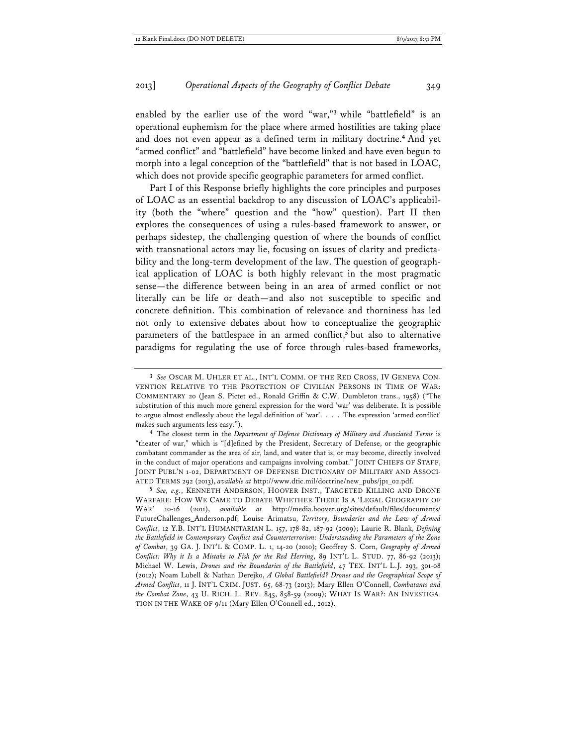enabled by the earlier use of the word "war,"[3] while "battlefield" is an operational euphemism for the place where armed hostilities are taking place and does not even appear as a defined term in military doctrine.[4] And yet "armed conflict" and "battlefield" have become linked and have even begun to morph into a legal conception of the "battlefield" that is not based in LOAC, which does not provide specific geographic parameters for armed conflict.

Part I of this Response briefly highlights the core principles and purposes of LOAC as an essential backdrop to any discussion of LOAC's applicability (both the "where" question and the "how" question). Part II then explores the consequences of using a rules-based framework to answer, or perhaps sidestep, the challenging question of where the bounds of conflict with transnational actors may lie, focusing on issues of clarity and predictability and the long-term development of the law. The question of geographical application of LOAC is both highly relevant in the most pragmatic sense—the difference between being in an area of armed conflict or not literally can be life or death—and also not susceptible to specific and concrete definition. This combination of relevance and thorniness has led not only to extensive debates about how to conceptualize the geographic parameters of the battlespace in an armed conflict,[5] but also to alternative paradigms for regulating the use of force through rules-based frameworks,

---

[3] *See* OSCAR M. UHLER ET AL., INT'L COMM. OF THE RED CROSS, IV GENEVA CONVENTION RELATIVE TO THE PROTECTION OF CIVILIAN PERSONS IN TIME OF WAR: COMMENTARY 20 (Jean S. Pictet ed., Ronald Griffin & C.W. Dumbleton trans., 1958) ("The substitution of this much more general expression for the word 'war' was deliberate. It is possible to argue almost endlessly about the legal definition of 'war'. . . . The expression 'armed conflict' makes such arguments less easy.").

[4] The closest term in the *Department of Defense Dictionary of Military and Associated Terms* is "theater of war," which is "[d]efined by the President, Secretary of Defense, or the geographic combatant commander as the area of air, land, and water that is, or may become, directly involved in the conduct of major operations and campaigns involving combat." JOINT CHIEFS OF STAFF, JOINT PUBL'N 1-02, DEPARTMENT OF DEFENSE DICTIONARY OF MILITARY AND ASSOCIATED TERMS 292 (2013), *available at* http://www.dtic.mil/doctrine/new_pubs/jp1_02.pdf.

[5] *See, e.g.*, KENNETH ANDERSON, HOOVER INST., TARGETED KILLING AND DRONE WARFARE: HOW WE CAME TO DEBATE WHETHER THERE IS A 'LEGAL GEOGRAPHY OF WAR' 10-16 (2011), *available at* http://media.hoover.org/sites/default/files/documents/FutureChallenges_Anderson.pdf; Louise Arimatsu, *Territory, Boundaries and the Law of Armed Conflict*, 12 Y.B. INT'L HUMANITARIAN L. 157, 178-82, 187-92 (2009); Laurie R. Blank, *Defining the Battlefield in Contemporary Conflict and Counterterrorism: Understanding the Parameters of the Zone of Combat*, 39 GA. J. INT'L & COMP. L. 1, 14-20 (2010); Geoffrey S. Corn, *Geography of Armed Conflict: Why it Is a Mistake to Fish for the Red Herring*, 89 INT'L L. STUD. 77, 86-92 (2013); Michael W. Lewis, *Drones and the Boundaries of the Battlefield*, 47 TEX. INT'L L.J. 293, 301-08 (2012); Noam Lubell & Nathan Derejko, *A Global Battlefield? Drones and the Geographical Scope of Armed Conflict*, 11 J. INT'L CRIM. JUST. 65, 68-73 (2013); Mary Ellen O'Connell, *Combatants and the Combat Zone*, 43 U. RICH. L. REV. 845, 858-59 (2009); WHAT IS WAR?: AN INVESTIGATION IN THE WAKE OF 9/11 (Mary Ellen O'Connell ed., 2012).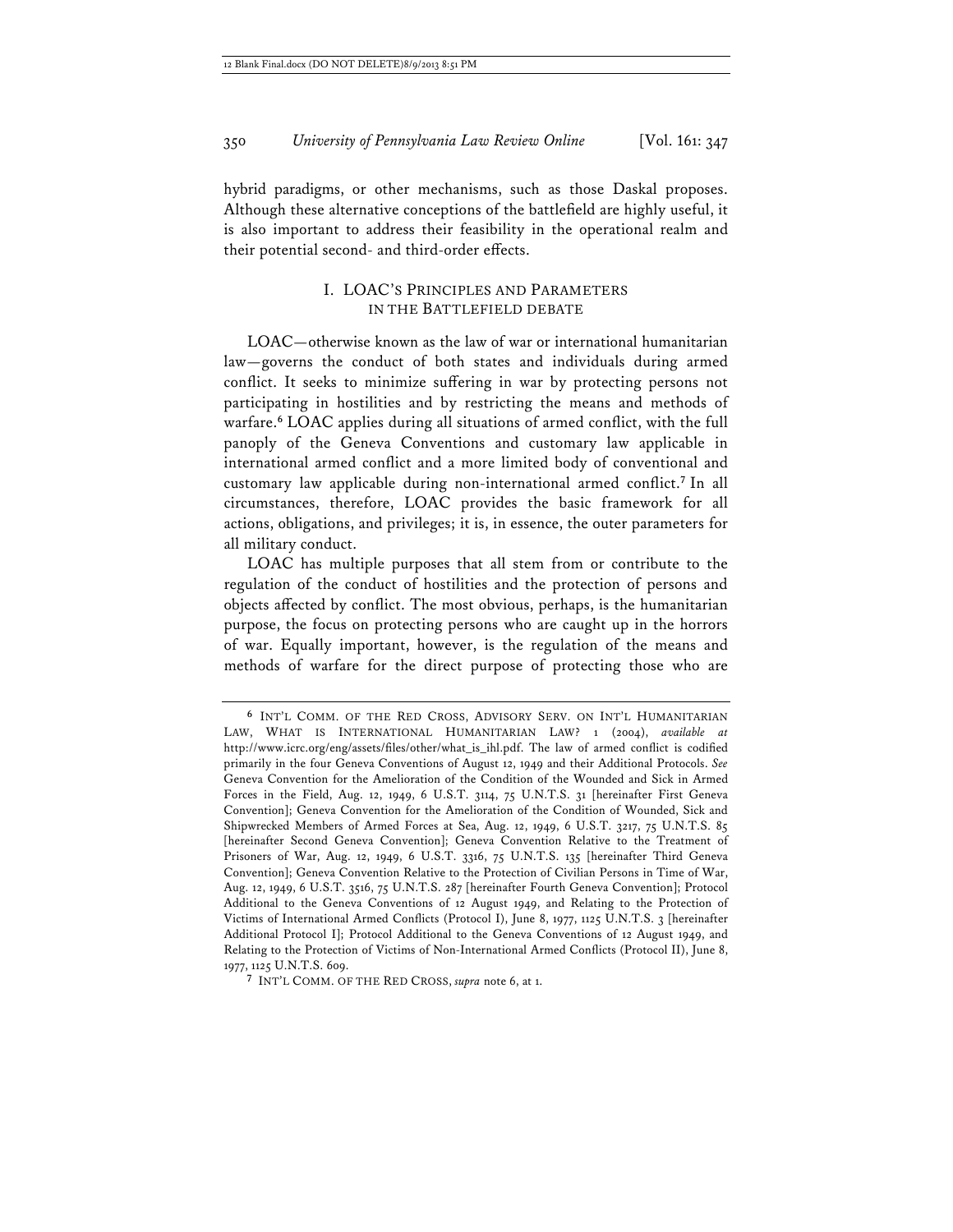hybrid paradigms, or other mechanisms, such as those Daskal proposes. Although these alternative conceptions of the battlefield are highly useful, it is also important to address their feasibility in the operational realm and their potential second- and third-order effects.

## I. LOAC'S PRINCIPLES AND PARAMETERS IN THE BATTLEFIELD DEBATE

LOAC—otherwise known as the law of war or international humanitarian law—governs the conduct of both states and individuals during armed conflict. It seeks to minimize suffering in war by protecting persons not participating in hostilities and by restricting the means and methods of warfare.[6] LOAC applies during all situations of armed conflict, with the full panoply of the Geneva Conventions and customary law applicable in international armed conflict and a more limited body of conventional and customary law applicable during non-international armed conflict.[7] In all circumstances, therefore, LOAC provides the basic framework for all actions, obligations, and privileges; it is, in essence, the outer parameters for all military conduct.

LOAC has multiple purposes that all stem from or contribute to the regulation of the conduct of hostilities and the protection of persons and objects affected by conflict. The most obvious, perhaps, is the humanitarian purpose, the focus on protecting persons who are caught up in the horrors of war. Equally important, however, is the regulation of the means and methods of warfare for the direct purpose of protecting those who are

---

[6] INT'L COMM. OF THE RED CROSS, ADVISORY SERV. ON INT'L HUMANITARIAN LAW, WHAT IS INTERNATIONAL HUMANITARIAN LAW? 1 (2004), *available at* http://www.icrc.org/eng/assets/files/other/what_is_ihl.pdf. The law of armed conflict is codified primarily in the four Geneva Conventions of August 12, 1949 and their Additional Protocols. *See* Geneva Convention for the Amelioration of the Condition of the Wounded and Sick in Armed Forces in the Field, Aug. 12, 1949, 6 U.S.T. 3114, 75 U.N.T.S. 31 [hereinafter First Geneva Convention]; Geneva Convention for the Amelioration of the Condition of Wounded, Sick and Shipwrecked Members of Armed Forces at Sea, Aug. 12, 1949, 6 U.S.T. 3217, 75 U.N.T.S. 85 [hereinafter Second Geneva Convention]; Geneva Convention Relative to the Treatment of Prisoners of War, Aug. 12, 1949, 6 U.S.T. 3316, 75 U.N.T.S. 135 [hereinafter Third Geneva Convention]; Geneva Convention Relative to the Protection of Civilian Persons in Time of War, Aug. 12, 1949, 6 U.S.T. 3516, 75 U.N.T.S. 287 [hereinafter Fourth Geneva Convention]; Protocol Additional to the Geneva Conventions of 12 August 1949, and Relating to the Protection of Victims of International Armed Conflicts (Protocol I), June 8, 1977, 1125 U.N.T.S. 3 [hereinafter Additional Protocol I]; Protocol Additional to the Geneva Conventions of 12 August 1949, and Relating to the Protection of Victims of Non-International Armed Conflicts (Protocol II), June 8, 1977, 1125 U.N.T.S. 609.

[7] INT'L COMM. OF THE RED CROSS, *supra* note 6, at 1.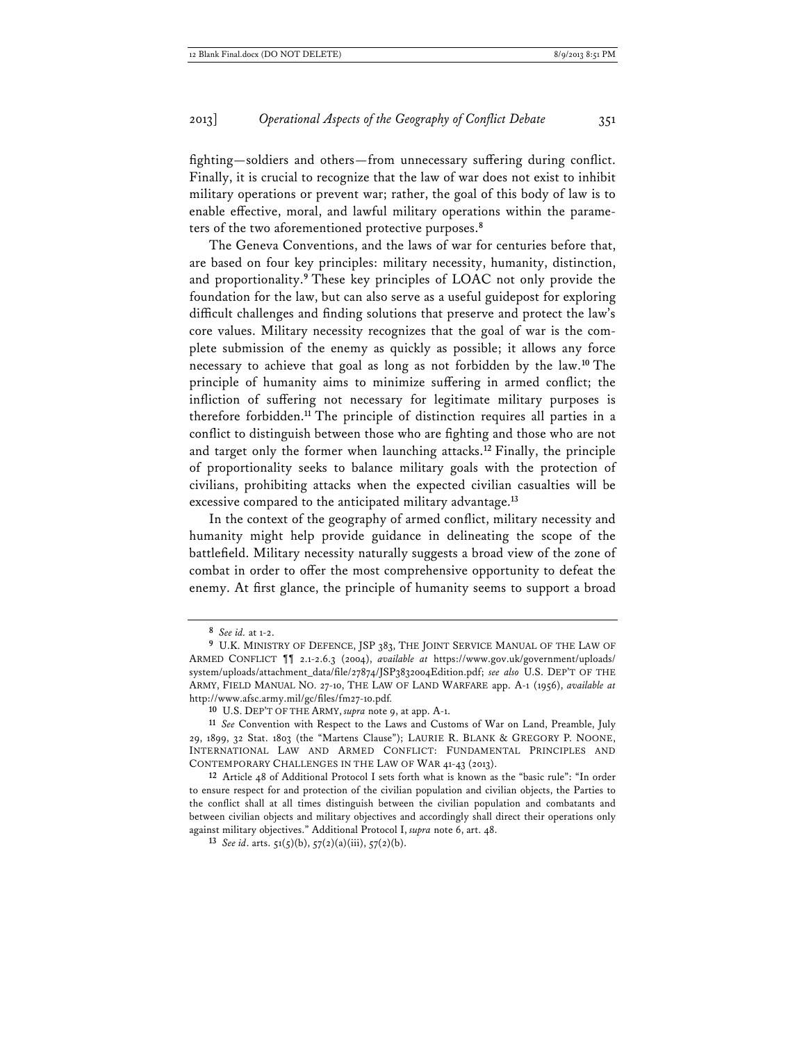fighting—soldiers and others—from unnecessary suffering during conflict. Finally, it is crucial to recognize that the law of war does not exist to inhibit military operations or prevent war; rather, the goal of this body of law is to enable effective, moral, and lawful military operations within the parameters of the two aforementioned protective purposes.[8]

The Geneva Conventions, and the laws of war for centuries before that, are based on four key principles: military necessity, humanity, distinction, and proportionality.[9] These key principles of LOAC not only provide the foundation for the law, but can also serve as a useful guidepost for exploring difficult challenges and finding solutions that preserve and protect the law's core values. Military necessity recognizes that the goal of war is the complete submission of the enemy as quickly as possible; it allows any force necessary to achieve that goal as long as not forbidden by the law.[10] The principle of humanity aims to minimize suffering in armed conflict; the infliction of suffering not necessary for legitimate military purposes is therefore forbidden.[11] The principle of distinction requires all parties in a conflict to distinguish between those who are fighting and those who are not and target only the former when launching attacks.[12] Finally, the principle of proportionality seeks to balance military goals with the protection of civilians, prohibiting attacks when the expected civilian casualties will be excessive compared to the anticipated military advantage.[13]

In the context of the geography of armed conflict, military necessity and humanity might help provide guidance in delineating the scope of the battlefield. Military necessity naturally suggests a broad view of the zone of combat in order to offer the most comprehensive opportunity to defeat the enemy. At first glance, the principle of humanity seems to support a broad

---

8 *See id.* at 1-2.

9 U.K. MINISTRY OF DEFENCE, JSP 383, THE JOINT SERVICE MANUAL OF THE LAW OF ARMED CONFLICT ¶¶ 2.1-2.6.3 (2004), *available at* https://www.gov.uk/government/uploads/system/uploads/attachment_data/file/27874/JSP3832004Edition.pdf; *see also* U.S. DEP'T OF THE ARMY, FIELD MANUAL NO. 27-10, THE LAW OF LAND WARFARE app. A-1 (1956), *available at* http://www.afsc.army.mil/gc/files/fm27-10.pdf.

10 U.S. DEP'T OF THE ARMY, *supra* note 9, at app. A-1.

11 *See* Convention with Respect to the Laws and Customs of War on Land, Preamble, July 29, 1899, 32 Stat. 1803 (the "Martens Clause"); LAURIE R. BLANK & GREGORY P. NOONE, INTERNATIONAL LAW AND ARMED CONFLICT: FUNDAMENTAL PRINCIPLES AND CONTEMPORARY CHALLENGES IN THE LAW OF WAR 41-43 (2013).

12 Article 48 of Additional Protocol I sets forth what is known as the "basic rule": "In order to ensure respect for and protection of the civilian population and civilian objects, the Parties to the conflict shall at all times distinguish between the civilian population and combatants and between civilian objects and military objectives and accordingly shall direct their operations only against military objectives." Additional Protocol I, *supra* note 6, art. 48.

13 *See id*. arts. 51(5)(b), 57(2)(a)(iii), 57(2)(b).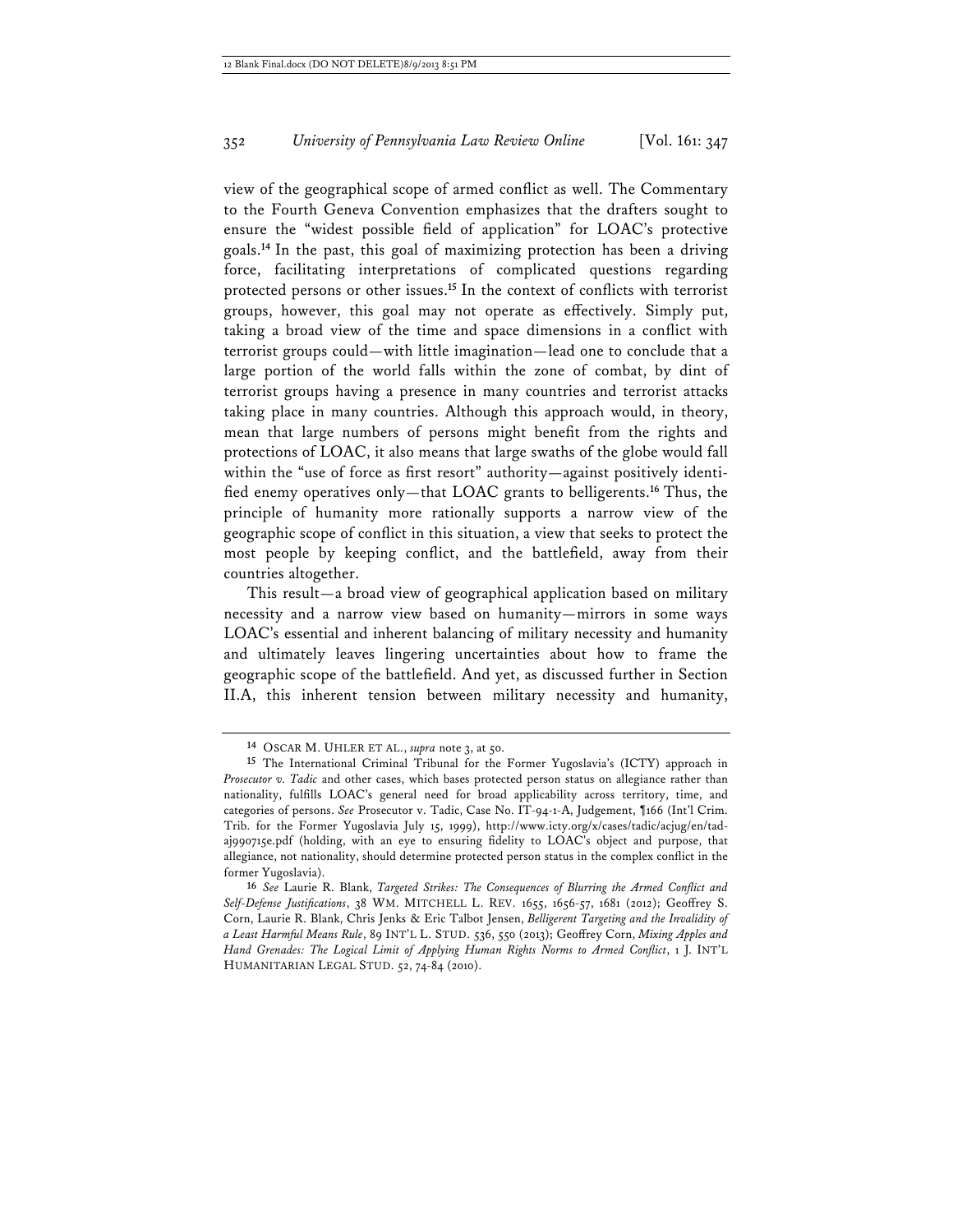view of the geographical scope of armed conflict as well. The Commentary to the Fourth Geneva Convention emphasizes that the drafters sought to ensure the "widest possible field of application" for LOAC's protective goals.[14] In the past, this goal of maximizing protection has been a driving force, facilitating interpretations of complicated questions regarding protected persons or other issues.[15] In the context of conflicts with terrorist groups, however, this goal may not operate as effectively. Simply put, taking a broad view of the time and space dimensions in a conflict with terrorist groups could—with little imagination—lead one to conclude that a large portion of the world falls within the zone of combat, by dint of terrorist groups having a presence in many countries and terrorist attacks taking place in many countries. Although this approach would, in theory, mean that large numbers of persons might benefit from the rights and protections of LOAC, it also means that large swaths of the globe would fall within the "use of force as first resort" authority—against positively identified enemy operatives only—that LOAC grants to belligerents.[16] Thus, the principle of humanity more rationally supports a narrow view of the geographic scope of conflict in this situation, a view that seeks to protect the most people by keeping conflict, and the battlefield, away from their countries altogether.

This result—a broad view of geographical application based on military necessity and a narrow view based on humanity—mirrors in some ways LOAC's essential and inherent balancing of military necessity and humanity and ultimately leaves lingering uncertainties about how to frame the geographic scope of the battlefield. And yet, as discussed further in Section II.A, this inherent tension between military necessity and humanity,

---

[14] OSCAR M. UHLER ET AL., *supra* note 3, at 50.

[15] The International Criminal Tribunal for the Former Yugoslavia's (ICTY) approach in *Prosecutor v. Tadic* and other cases, which bases protected person status on allegiance rather than nationality, fulfills LOAC's general need for broad applicability across territory, time, and categories of persons. *See* Prosecutor v. Tadic, Case No. IT-94-1-A, Judgement, ¶166 (Int'l Crim. Trib. for the Former Yugoslavia July 15, 1999), http://www.icty.org/x/cases/tadic/acjug/en/tad-aj990715e.pdf (holding, with an eye to ensuring fidelity to LOAC's object and purpose, that allegiance, not nationality, should determine protected person status in the complex conflict in the former Yugoslavia).

[16] *See* Laurie R. Blank, *Targeted Strikes: The Consequences of Blurring the Armed Conflict and Self-Defense Justifications*, 38 WM. MITCHELL L. REV. 1655, 1656-57, 1681 (2012); Geoffrey S. Corn, Laurie R. Blank, Chris Jenks & Eric Talbot Jensen, *Belligerent Targeting and the Invalidity of a Least Harmful Means Rule*, 89 INT'L L. STUD. 536, 550 (2013); Geoffrey Corn, *Mixing Apples and Hand Grenades: The Logical Limit of Applying Human Rights Norms to Armed Conflict*, 1 J. INT'L HUMANITARIAN LEGAL STUD. 52, 74-84 (2010).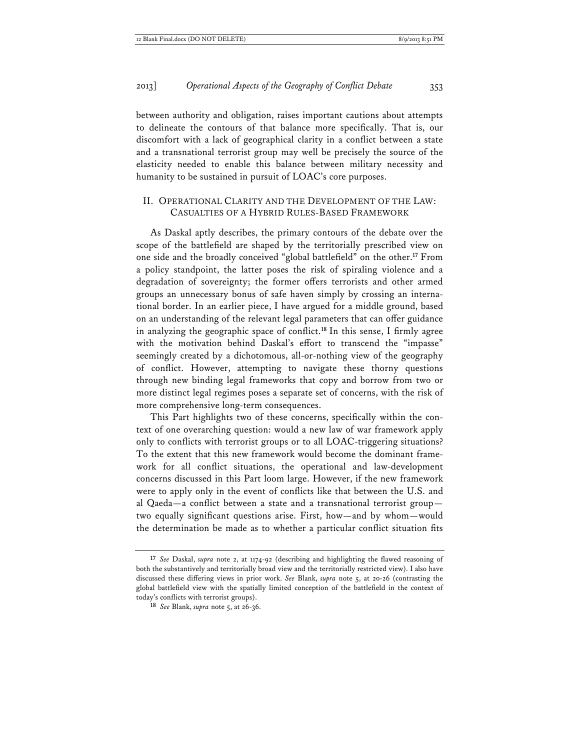between authority and obligation, raises important cautions about attempts to delineate the contours of that balance more specifically. That is, our discomfort with a lack of geographical clarity in a conflict between a state and a transnational terrorist group may well be precisely the source of the elasticity needed to enable this balance between military necessity and humanity to be sustained in pursuit of LOAC's core purposes.

## II. Operational Clarity and the Development of the Law: Casualties of a Hybrid Rules-Based Framework

As Daskal aptly describes, the primary contours of the debate over the scope of the battlefield are shaped by the territorially prescribed view on one side and the broadly conceived "global battlefield" on the other.[17] From a policy standpoint, the latter poses the risk of spiraling violence and a degradation of sovereignty; the former offers terrorists and other armed groups an unnecessary bonus of safe haven simply by crossing an international border. In an earlier piece, I have argued for a middle ground, based on an understanding of the relevant legal parameters that can offer guidance in analyzing the geographic space of conflict.[18] In this sense, I firmly agree with the motivation behind Daskal's effort to transcend the "impasse" seemingly created by a dichotomous, all-or-nothing view of the geography of conflict. However, attempting to navigate these thorny questions through new binding legal frameworks that copy and borrow from two or more distinct legal regimes poses a separate set of concerns, with the risk of more comprehensive long-term consequences.

This Part highlights two of these concerns, specifically within the context of one overarching question: would a new law of war framework apply only to conflicts with terrorist groups or to all LOAC-triggering situations? To the extent that this new framework would become the dominant framework for all conflict situations, the operational and law-development concerns discussed in this Part loom large. However, if the new framework were to apply only in the event of conflicts like that between the U.S. and al Qaeda—a conflict between a state and a transnational terrorist group—two equally significant questions arise. First, how—and by whom—would the determination be made as to whether a particular conflict situation fits

---

[17] *See* Daskal, *supra* note 2, at 1174-92 (describing and highlighting the flawed reasoning of both the substantively and territorially broad view and the territorially restricted view). I also have discussed these differing views in prior work. *See* Blank, *supra* note 5, at 20-26 (contrasting the global battlefield view with the spatially limited conception of the battlefield in the context of today's conflicts with terrorist groups).

[18] *See* Blank, *supra* note 5, at 26-36.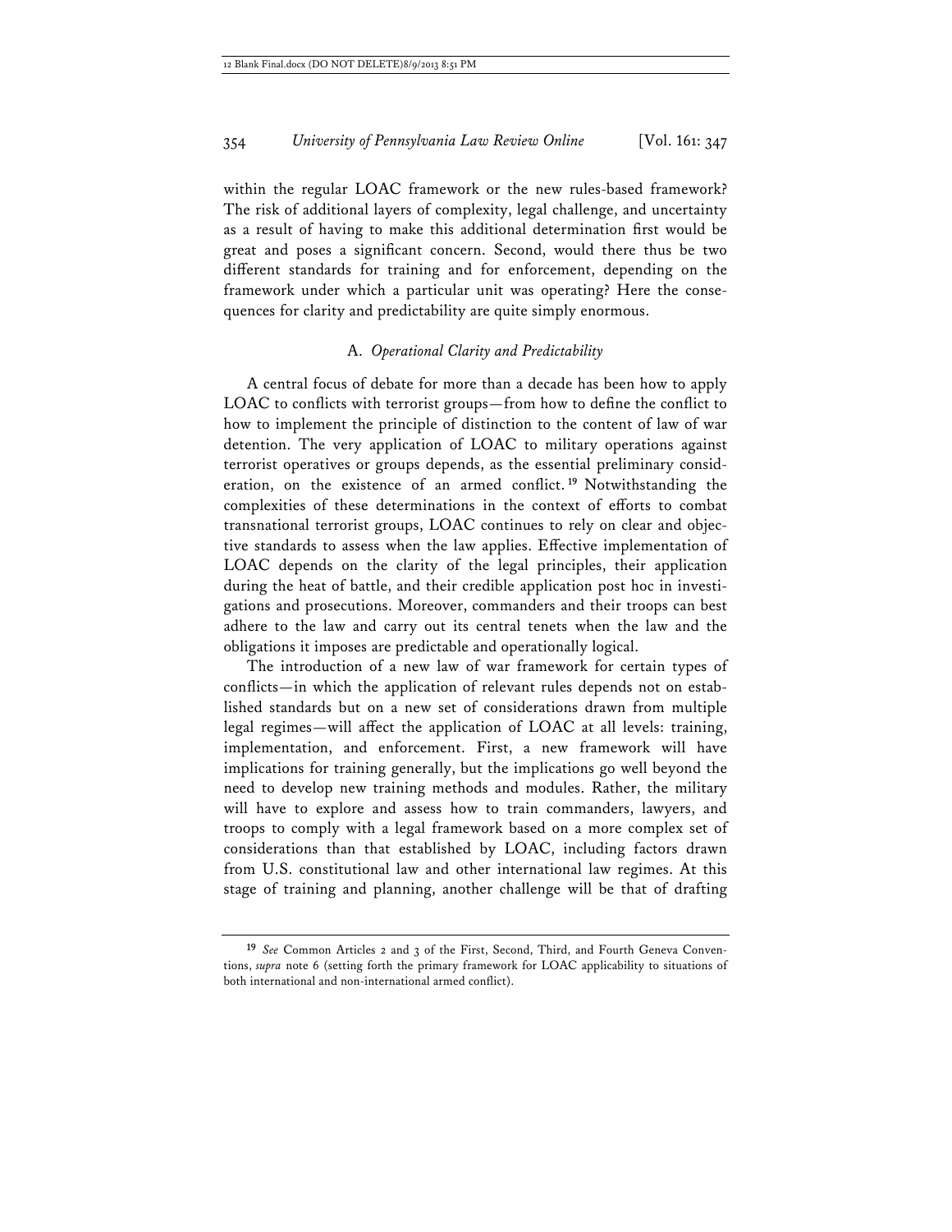within the regular LOAC framework or the new rules-based framework? The risk of additional layers of complexity, legal challenge, and uncertainty as a result of having to make this additional determination first would be great and poses a significant concern. Second, would there thus be two different standards for training and for enforcement, depending on the framework under which a particular unit was operating? Here the consequences for clarity and predictability are quite simply enormous.

### A. *Operational Clarity and Predictability*

A central focus of debate for more than a decade has been how to apply LOAC to conflicts with terrorist groups—from how to define the conflict to how to implement the principle of distinction to the content of law of war detention. The very application of LOAC to military operations against terrorist operatives or groups depends, as the essential preliminary consideration, on the existence of an armed conflict.[19] Notwithstanding the complexities of these determinations in the context of efforts to combat transnational terrorist groups, LOAC continues to rely on clear and objective standards to assess when the law applies. Effective implementation of LOAC depends on the clarity of the legal principles, their application during the heat of battle, and their credible application post hoc in investigations and prosecutions. Moreover, commanders and their troops can best adhere to the law and carry out its central tenets when the law and the obligations it imposes are predictable and operationally logical.

The introduction of a new law of war framework for certain types of conflicts—in which the application of relevant rules depends not on established standards but on a new set of considerations drawn from multiple legal regimes—will affect the application of LOAC at all levels: training, implementation, and enforcement. First, a new framework will have implications for training generally, but the implications go well beyond the need to develop new training methods and modules. Rather, the military will have to explore and assess how to train commanders, lawyers, and troops to comply with a legal framework based on a more complex set of considerations than that established by LOAC, including factors drawn from U.S. constitutional law and other international law regimes. At this stage of training and planning, another challenge will be that of drafting

---

[19] *See* Common Articles 2 and 3 of the First, Second, Third, and Fourth Geneva Conventions, *supra* note 6 (setting forth the primary framework for LOAC applicability to situations of both international and non-international armed conflict).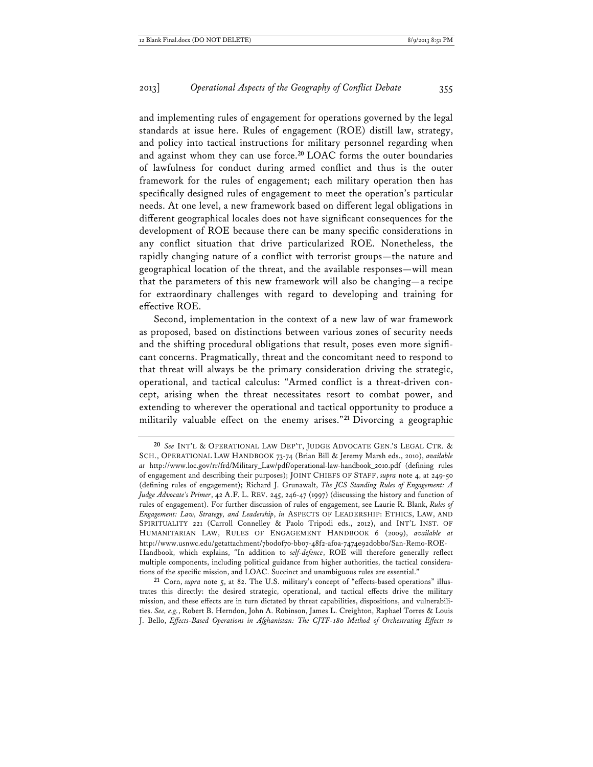and implementing rules of engagement for operations governed by the legal standards at issue here. Rules of engagement (ROE) distill law, strategy, and policy into tactical instructions for military personnel regarding when and against whom they can use force.[20] LOAC forms the outer boundaries of lawfulness for conduct during armed conflict and thus is the outer framework for the rules of engagement; each military operation then has specifically designed rules of engagement to meet the operation's particular needs. At one level, a new framework based on different legal obligations in different geographical locales does not have significant consequences for the development of ROE because there can be many specific considerations in any conflict situation that drive particularized ROE. Nonetheless, the rapidly changing nature of a conflict with terrorist groups—the nature and geographical location of the threat, and the available responses—will mean that the parameters of this new framework will also be changing—a recipe for extraordinary challenges with regard to developing and training for effective ROE.

Second, implementation in the context of a new law of war framework as proposed, based on distinctions between various zones of security needs and the shifting procedural obligations that result, poses even more significant concerns. Pragmatically, threat and the concomitant need to respond to that threat will always be the primary consideration driving the strategic, operational, and tactical calculus: "Armed conflict is a threat-driven concept, arising when the threat necessitates resort to combat power, and extending to wherever the operational and tactical opportunity to produce a militarily valuable effect on the enemy arises."[21] Divorcing a geographic

---

[20] *See* INT'L & OPERATIONAL LAW DEP'T, JUDGE ADVOCATE GEN.'S LEGAL CTR. & SCH., OPERATIONAL LAW HANDBOOK 73-74 (Brian Bill & Jeremy Marsh eds., 2010), *available at* http://www.loc.gov/rr/frd/Military_Law/pdf/operational-law-handbook_2010.pdf (defining rules of engagement and describing their purposes); JOINT CHIEFS OF STAFF, *supra* note 4, at 249-50 (defining rules of engagement); Richard J. Grunawalt, *The JCS Standing Rules of Engagement: A Judge Advocate's Primer*, 42 A.F. L. REV. 245, 246-47 (1997) (discussing the history and function of rules of engagement). For further discussion of rules of engagement, see Laurie R. Blank, *Rules of Engagement: Law, Strategy, and Leadership*, *in* ASPECTS OF LEADERSHIP: ETHICS, LAW, AND SPIRITUALITY 221 (Carroll Connelley & Paolo Tripodi eds., 2012), and INT'L INST. OF HUMANITARIAN LAW, RULES OF ENGAGEMENT HANDBOOK 6 (2009), *available at* http://www.usnwc.edu/getattachment/7b0d0f70-bb07-48f2-af0a-7474e92d0bb0/San-Remo-ROE-Handbook, which explains, "In addition to *self-defence*, ROE will therefore generally reflect multiple components, including political guidance from higher authorities, the tactical considerations of the specific mission, and LOAC. Succinct and unambiguous rules are essential."

[21] Corn, *supra* note 5, at 82. The U.S. military's concept of "effects-based operations" illustrates this directly: the desired strategic, operational, and tactical effects drive the military mission, and these effects are in turn dictated by threat capabilities, dispositions, and vulnerabilities. *See, e.g.*, Robert B. Herndon, John A. Robinson, James L. Creighton, Raphael Torres & Louis J. Bello, *Effects-Based Operations in Afghanistan: The CJTF-180 Method of Orchestrating Effects to*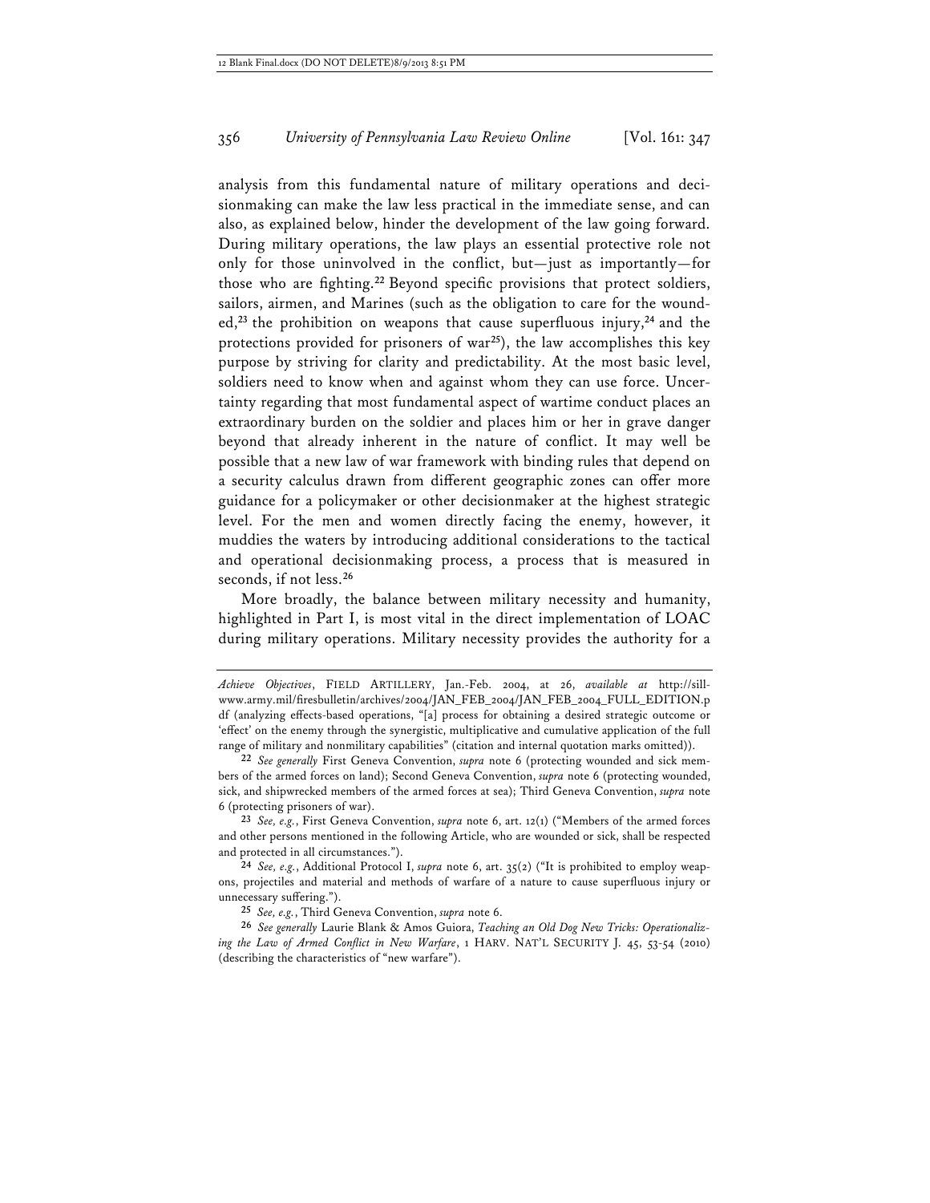analysis from this fundamental nature of military operations and decisionmaking can make the law less practical in the immediate sense, and can also, as explained below, hinder the development of the law going forward. During military operations, the law plays an essential protective role not only for those uninvolved in the conflict, but—just as importantly—for those who are fighting.[22] Beyond specific provisions that protect soldiers, sailors, airmen, and Marines (such as the obligation to care for the wounded,[23] the prohibition on weapons that cause superfluous injury,[24] and the protections provided for prisoners of war[25]), the law accomplishes this key purpose by striving for clarity and predictability. At the most basic level, soldiers need to know when and against whom they can use force. Uncertainty regarding that most fundamental aspect of wartime conduct places an extraordinary burden on the soldier and places him or her in grave danger beyond that already inherent in the nature of conflict. It may well be possible that a new law of war framework with binding rules that depend on a security calculus drawn from different geographic zones can offer more guidance for a policymaker or other decisionmaker at the highest strategic level. For the men and women directly facing the enemy, however, it muddies the waters by introducing additional considerations to the tactical and operational decisionmaking process, a process that is measured in seconds, if not less.[26]

More broadly, the balance between military necessity and humanity, highlighted in Part I, is most vital in the direct implementation of LOAC during military operations. Military necessity provides the authority for a

---

*Achieve Objectives*, FIELD ARTILLERY, Jan.-Feb. 2004, at 26, *available at* http://sill-www.army.mil/firesbulletin/archives/2004/JAN_FEB_2004/JAN_FEB_2004_FULL_EDITION.pdf (analyzing effects-based operations, "[a] process for obtaining a desired strategic outcome or 'effect' on the enemy through the synergistic, multiplicative and cumulative application of the full range of military and nonmilitary capabilities" (citation and internal quotation marks omitted)).

22 *See generally* First Geneva Convention, *supra* note 6 (protecting wounded and sick members of the armed forces on land); Second Geneva Convention, *supra* note 6 (protecting wounded, sick, and shipwrecked members of the armed forces at sea); Third Geneva Convention, *supra* note 6 (protecting prisoners of war).

23 *See, e.g.*, First Geneva Convention, *supra* note 6, art. 12(1) ("Members of the armed forces and other persons mentioned in the following Article, who are wounded or sick, shall be respected and protected in all circumstances.").

24 *See, e.g.*, Additional Protocol I, *supra* note 6, art. 35(2) ("It is prohibited to employ weapons, projectiles and material and methods of warfare of a nature to cause superfluous injury or unnecessary suffering.").

25 *See, e.g.*, Third Geneva Convention, *supra* note 6.

26 *See generally* Laurie Blank & Amos Guiora, *Teaching an Old Dog New Tricks: Operationalizing the Law of Armed Conflict in New Warfare*, 1 HARV. NAT'L SECURITY J. 45, 53-54 (2010) (describing the characteristics of "new warfare").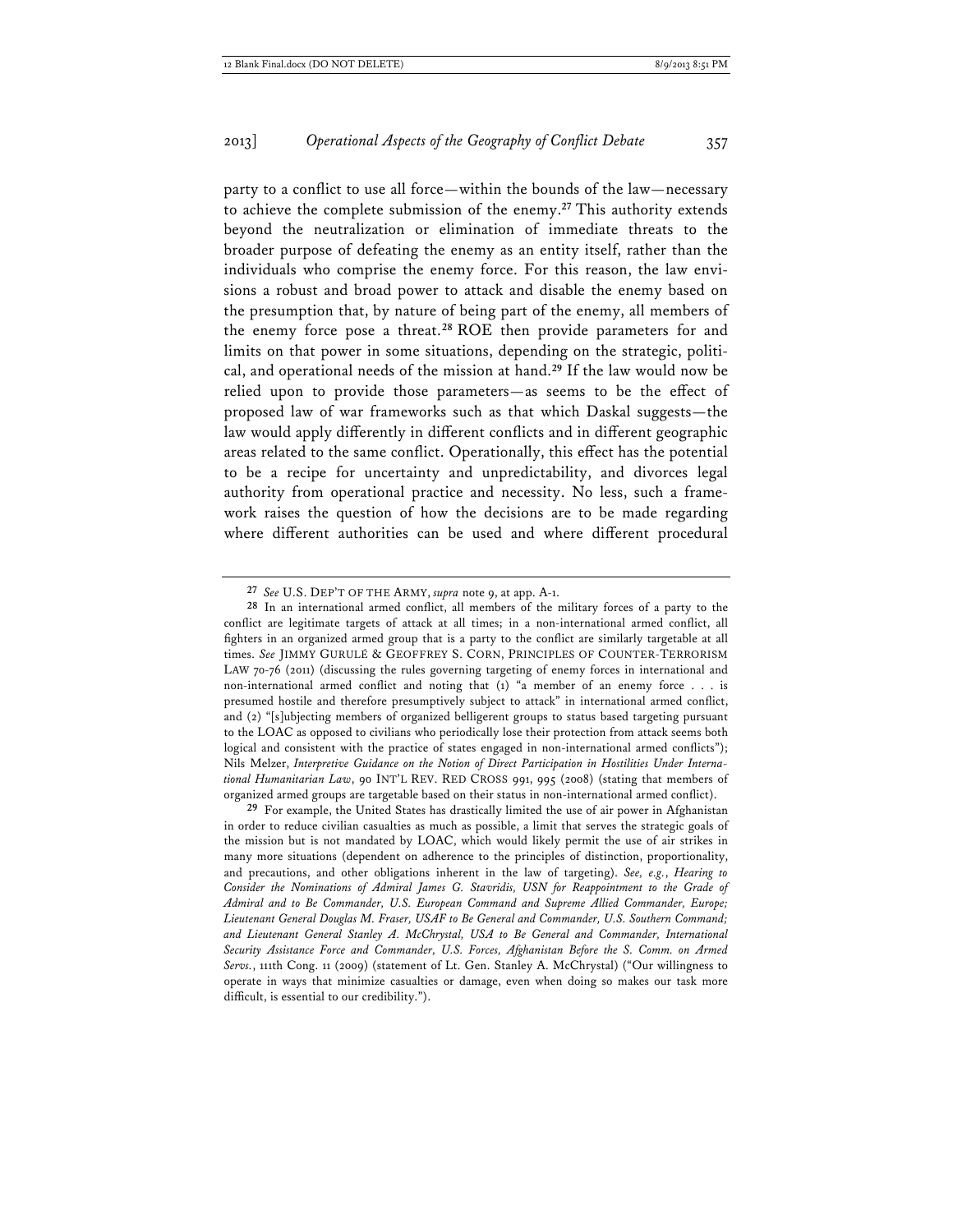party to a conflict to use all force—within the bounds of the law—necessary to achieve the complete submission of the enemy.[27] This authority extends beyond the neutralization or elimination of immediate threats to the broader purpose of defeating the enemy as an entity itself, rather than the individuals who comprise the enemy force. For this reason, the law envisions a robust and broad power to attack and disable the enemy based on the presumption that, by nature of being part of the enemy, all members of the enemy force pose a threat.[28] ROE then provide parameters for and limits on that power in some situations, depending on the strategic, political, and operational needs of the mission at hand.[29] If the law would now be relied upon to provide those parameters—as seems to be the effect of proposed law of war frameworks such as that which Daskal suggests—the law would apply differently in different conflicts and in different geographic areas related to the same conflict. Operationally, this effect has the potential to be a recipe for uncertainty and unpredictability, and divorces legal authority from operational practice and necessity. No less, such a framework raises the question of how the decisions are to be made regarding where different authorities can be used and where different procedural

---

27 *See* U.S. DEP'T OF THE ARMY, *supra* note 9, at app. A-1.

28 In an international armed conflict, all members of the military forces of a party to the conflict are legitimate targets of attack at all times; in a non-international armed conflict, all fighters in an organized armed group that is a party to the conflict are similarly targetable at all times. *See* JIMMY GURULÉ & GEOFFREY S. CORN, PRINCIPLES OF COUNTER-TERRORISM LAW 70-76 (2011) (discussing the rules governing targeting of enemy forces in international and non-international armed conflict and noting that (1) "a member of an enemy force . . . is presumed hostile and therefore presumptively subject to attack" in international armed conflict, and (2) "[s]ubjecting members of organized belligerent groups to status based targeting pursuant to the LOAC as opposed to civilians who periodically lose their protection from attack seems both logical and consistent with the practice of states engaged in non-international armed conflicts"); Nils Melzer, *Interpretive Guidance on the Notion of Direct Participation in Hostilities Under International Humanitarian Law*, 90 INT'L REV. RED CROSS 991, 995 (2008) (stating that members of organized armed groups are targetable based on their status in non-international armed conflict).

29 For example, the United States has drastically limited the use of air power in Afghanistan in order to reduce civilian casualties as much as possible, a limit that serves the strategic goals of the mission but is not mandated by LOAC, which would likely permit the use of air strikes in many more situations (dependent on adherence to the principles of distinction, proportionality, and precautions, and other obligations inherent in the law of targeting). *See, e.g.*, *Hearing to Consider the Nominations of Admiral James G. Stavridis, USN for Reappointment to the Grade of Admiral and to Be Commander, U.S. European Command and Supreme Allied Commander, Europe; Lieutenant General Douglas M. Fraser, USAF to Be General and Commander, U.S. Southern Command; and Lieutenant General Stanley A. McChrystal, USA to Be General and Commander, International Security Assistance Force and Commander, U.S. Forces, Afghanistan Before the S. Comm. on Armed Servs.*, 111th Cong. 11 (2009) (statement of Lt. Gen. Stanley A. McChrystal) ("Our willingness to operate in ways that minimize casualties or damage, even when doing so makes our task more difficult, is essential to our credibility.").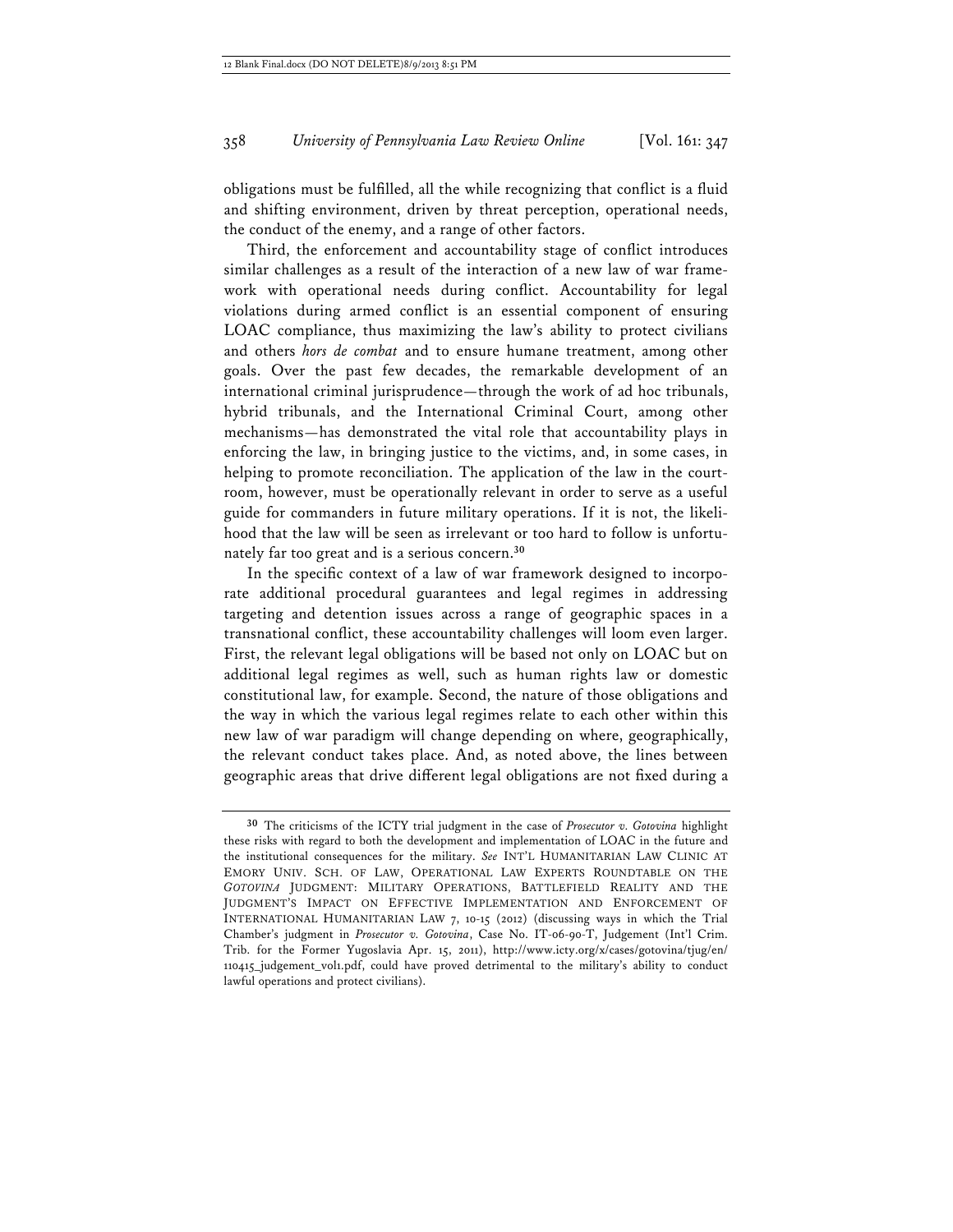obligations must be fulfilled, all the while recognizing that conflict is a fluid and shifting environment, driven by threat perception, operational needs, the conduct of the enemy, and a range of other factors.

Third, the enforcement and accountability stage of conflict introduces similar challenges as a result of the interaction of a new law of war framework with operational needs during conflict. Accountability for legal violations during armed conflict is an essential component of ensuring LOAC compliance, thus maximizing the law's ability to protect civilians and others *hors de combat* and to ensure humane treatment, among other goals. Over the past few decades, the remarkable development of an international criminal jurisprudence—through the work of ad hoc tribunals, hybrid tribunals, and the International Criminal Court, among other mechanisms—has demonstrated the vital role that accountability plays in enforcing the law, in bringing justice to the victims, and, in some cases, in helping to promote reconciliation. The application of the law in the courtroom, however, must be operationally relevant in order to serve as a useful guide for commanders in future military operations. If it is not, the likelihood that the law will be seen as irrelevant or too hard to follow is unfortunately far too great and is a serious concern.[30]

In the specific context of a law of war framework designed to incorporate additional procedural guarantees and legal regimes in addressing targeting and detention issues across a range of geographic spaces in a transnational conflict, these accountability challenges will loom even larger. First, the relevant legal obligations will be based not only on LOAC but on additional legal regimes as well, such as human rights law or domestic constitutional law, for example. Second, the nature of those obligations and the way in which the various legal regimes relate to each other within this new law of war paradigm will change depending on where, geographically, the relevant conduct takes place. And, as noted above, the lines between geographic areas that drive different legal obligations are not fixed during a

---

[30] The criticisms of the ICTY trial judgment in the case of *Prosecutor v. Gotovina* highlight these risks with regard to both the development and implementation of LOAC in the future and the institutional consequences for the military. *See* INT'L HUMANITARIAN LAW CLINIC AT EMORY UNIV. SCH. OF LAW, OPERATIONAL LAW EXPERTS ROUNDTABLE ON THE *GOTOVINA* JUDGMENT: MILITARY OPERATIONS, BATTLEFIELD REALITY AND THE JUDGMENT'S IMPACT ON EFFECTIVE IMPLEMENTATION AND ENFORCEMENT OF INTERNATIONAL HUMANITARIAN LAW 7, 10-15 (2012) (discussing ways in which the Trial Chamber's judgment in *Prosecutor v. Gotovina*, Case No. IT-06-90-T, Judgement (Int'l Crim. Trib. for the Former Yugoslavia Apr. 15, 2011), http://www.icty.org/x/cases/gotovina/tjug/en/110415_judgement_vol1.pdf, could have proved detrimental to the military's ability to conduct lawful operations and protect civilians).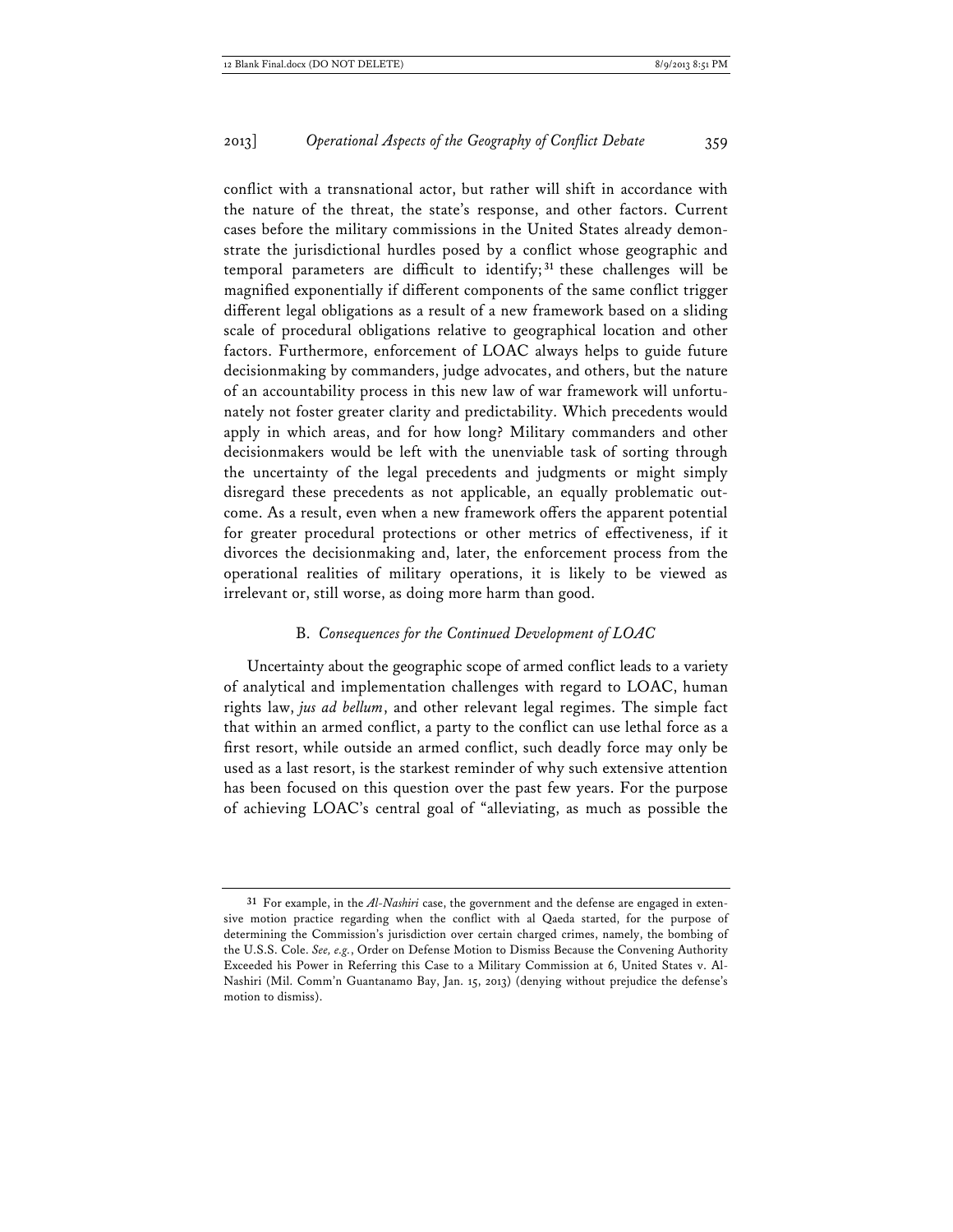conflict with a transnational actor, but rather will shift in accordance with the nature of the threat, the state's response, and other factors. Current cases before the military commissions in the United States already demonstrate the jurisdictional hurdles posed by a conflict whose geographic and temporal parameters are difficult to identify;[31] these challenges will be magnified exponentially if different components of the same conflict trigger different legal obligations as a result of a new framework based on a sliding scale of procedural obligations relative to geographical location and other factors. Furthermore, enforcement of LOAC always helps to guide future decisionmaking by commanders, judge advocates, and others, but the nature of an accountability process in this new law of war framework will unfortunately not foster greater clarity and predictability. Which precedents would apply in which areas, and for how long? Military commanders and other decisionmakers would be left with the unenviable task of sorting through the uncertainty of the legal precedents and judgments or might simply disregard these precedents as not applicable, an equally problematic outcome. As a result, even when a new framework offers the apparent potential for greater procedural protections or other metrics of effectiveness, if it divorces the decisionmaking and, later, the enforcement process from the operational realities of military operations, it is likely to be viewed as irrelevant or, still worse, as doing more harm than good.

### B. *Consequences for the Continued Development of LOAC*

Uncertainty about the geographic scope of armed conflict leads to a variety of analytical and implementation challenges with regard to LOAC, human rights law, *jus ad bellum*, and other relevant legal regimes. The simple fact that within an armed conflict, a party to the conflict can use lethal force as a first resort, while outside an armed conflict, such deadly force may only be used as a last resort, is the starkest reminder of why such extensive attention has been focused on this question over the past few years. For the purpose of achieving LOAC's central goal of "alleviating, as much as possible the

---

[31] For example, in the *Al-Nashiri* case, the government and the defense are engaged in extensive motion practice regarding when the conflict with al Qaeda started, for the purpose of determining the Commission's jurisdiction over certain charged crimes, namely, the bombing of the U.S.S. Cole. *See, e.g.*, Order on Defense Motion to Dismiss Because the Convening Authority Exceeded his Power in Referring this Case to a Military Commission at 6, United States v. Al-Nashiri (Mil. Comm'n Guantanamo Bay, Jan. 15, 2013) (denying without prejudice the defense's motion to dismiss).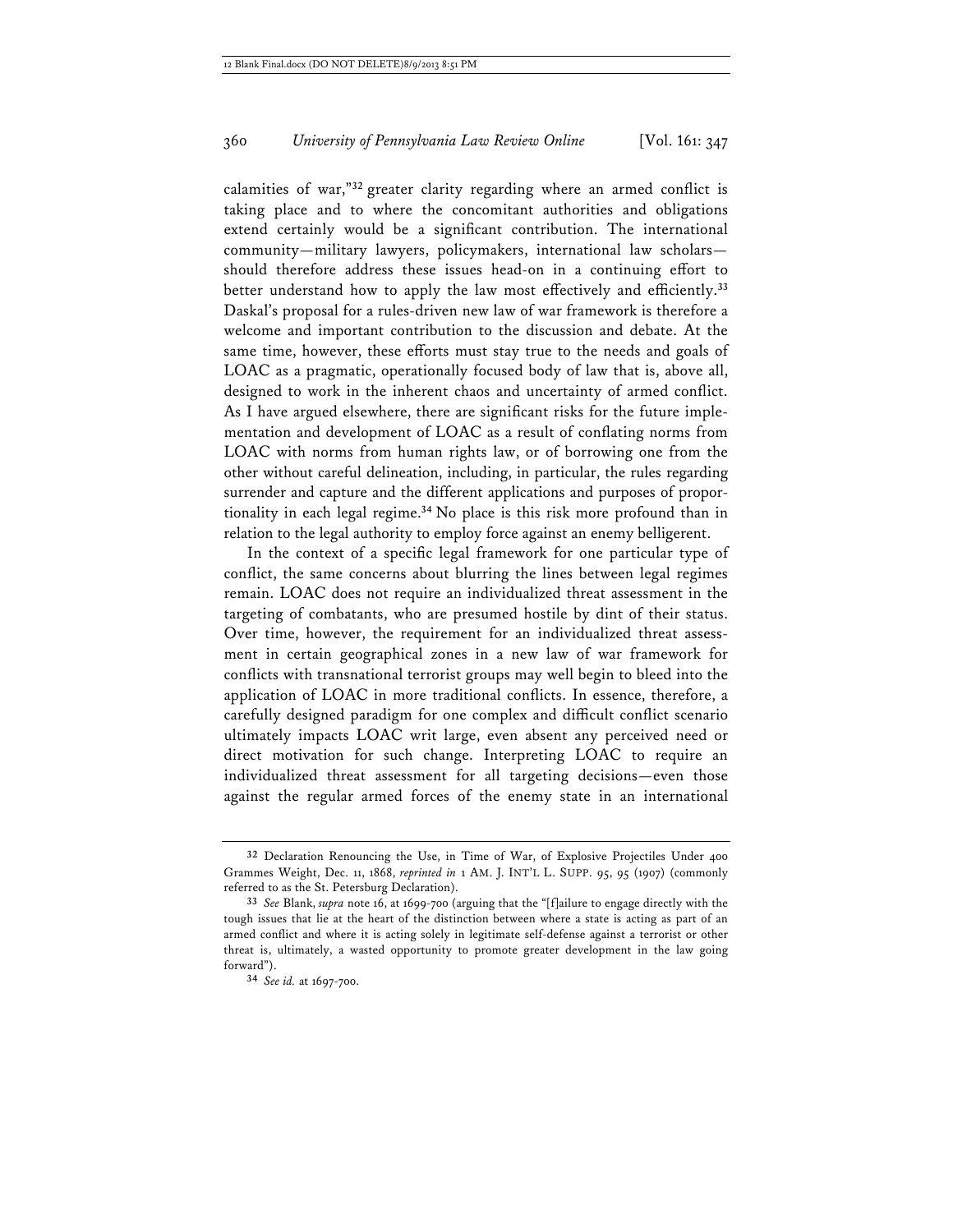calamities of war,"[32] greater clarity regarding where an armed conflict is taking place and to where the concomitant authorities and obligations extend certainly would be a significant contribution. The international community—military lawyers, policymakers, international law scholars—should therefore address these issues head-on in a continuing effort to better understand how to apply the law most effectively and efficiently.[33] Daskal's proposal for a rules-driven new law of war framework is therefore a welcome and important contribution to the discussion and debate. At the same time, however, these efforts must stay true to the needs and goals of LOAC as a pragmatic, operationally focused body of law that is, above all, designed to work in the inherent chaos and uncertainty of armed conflict. As I have argued elsewhere, there are significant risks for the future implementation and development of LOAC as a result of conflating norms from LOAC with norms from human rights law, or of borrowing one from the other without careful delineation, including, in particular, the rules regarding surrender and capture and the different applications and purposes of proportionality in each legal regime.[34] No place is this risk more profound than in relation to the legal authority to employ force against an enemy belligerent.

In the context of a specific legal framework for one particular type of conflict, the same concerns about blurring the lines between legal regimes remain. LOAC does not require an individualized threat assessment in the targeting of combatants, who are presumed hostile by dint of their status. Over time, however, the requirement for an individualized threat assessment in certain geographical zones in a new law of war framework for conflicts with transnational terrorist groups may well begin to bleed into the application of LOAC in more traditional conflicts. In essence, therefore, a carefully designed paradigm for one complex and difficult conflict scenario ultimately impacts LOAC writ large, even absent any perceived need or direct motivation for such change. Interpreting LOAC to require an individualized threat assessment for all targeting decisions—even those against the regular armed forces of the enemy state in an international

---

32 Declaration Renouncing the Use, in Time of War, of Explosive Projectiles Under 400 Grammes Weight, Dec. 11, 1868, *reprinted in* 1 AM. J. INT'L L. SUPP. 95, 95 (1907) (commonly referred to as the St. Petersburg Declaration).

33 *See* Blank, *supra* note 16, at 1699-700 (arguing that the "[f]ailure to engage directly with the tough issues that lie at the heart of the distinction between where a state is acting as part of an armed conflict and where it is acting solely in legitimate self-defense against a terrorist or other threat is, ultimately, a wasted opportunity to promote greater development in the law going forward").

34 *See id.* at 1697-700.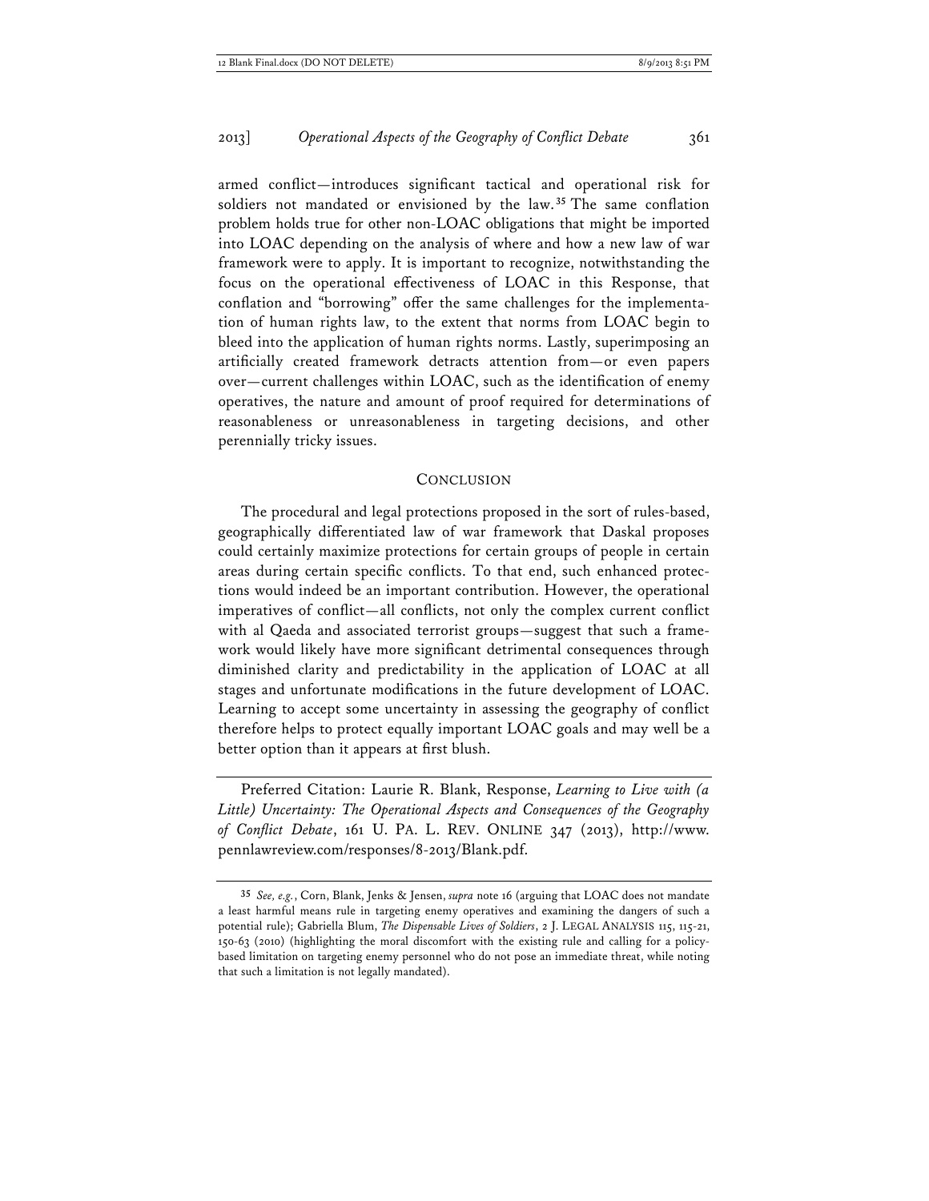armed conflict—introduces significant tactical and operational risk for soldiers not mandated or envisioned by the law.[35] The same conflation problem holds true for other non-LOAC obligations that might be imported into LOAC depending on the analysis of where and how a new law of war framework were to apply. It is important to recognize, notwithstanding the focus on the operational effectiveness of LOAC in this Response, that conflation and "borrowing" offer the same challenges for the implementation of human rights law, to the extent that norms from LOAC begin to bleed into the application of human rights norms. Lastly, superimposing an artificially created framework detracts attention from—or even papers over—current challenges within LOAC, such as the identification of enemy operatives, the nature and amount of proof required for determinations of reasonableness or unreasonableness in targeting decisions, and other perennially tricky issues.

## CONCLUSION

The procedural and legal protections proposed in the sort of rules-based, geographically differentiated law of war framework that Daskal proposes could certainly maximize protections for certain groups of people in certain areas during certain specific conflicts. To that end, such enhanced protections would indeed be an important contribution. However, the operational imperatives of conflict—all conflicts, not only the complex current conflict with al Qaeda and associated terrorist groups—suggest that such a framework would likely have more significant detrimental consequences through diminished clarity and predictability in the application of LOAC at all stages and unfortunate modifications in the future development of LOAC. Learning to accept some uncertainty in assessing the geography of conflict therefore helps to protect equally important LOAC goals and may well be a better option than it appears at first blush.

---

Preferred Citation: Laurie R. Blank, Response, *Learning to Live with (a Little) Uncertainty: The Operational Aspects and Consequences of the Geography of Conflict Debate*, 161 U. PA. L. REV. ONLINE 347 (2013), http://www.pennlawreview.com/responses/8-2013/Blank.pdf.

---

[35] *See, e.g.*, Corn, Blank, Jenks & Jensen, *supra* note 16 (arguing that LOAC does not mandate a least harmful means rule in targeting enemy operatives and examining the dangers of such a potential rule); Gabriella Blum, *The Dispensable Lives of Soldiers*, 2 J. LEGAL ANALYSIS 115, 115-21, 150-63 (2010) (highlighting the moral discomfort with the existing rule and calling for a policy-based limitation on targeting enemy personnel who do not pose an immediate threat, while noting that such a limitation is not legally mandated).